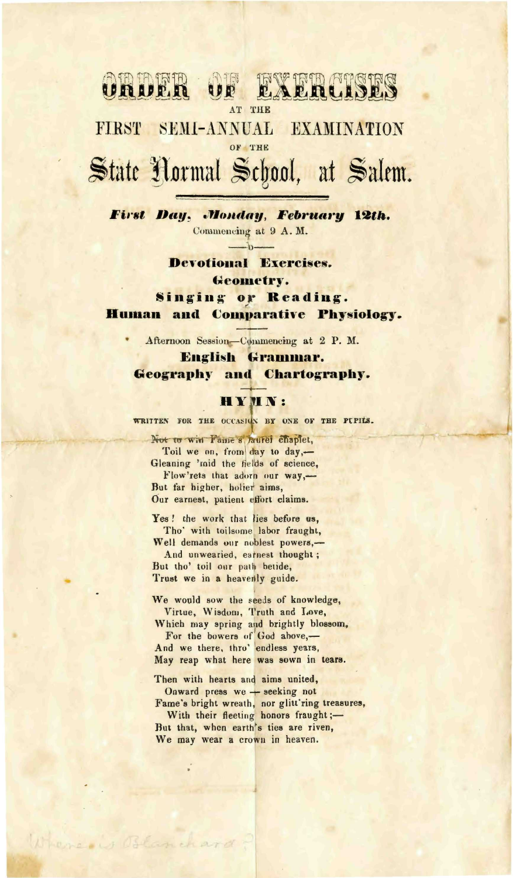# ORDER OF EXERCISES

AT THE

## FIRST SEMI-ANNUAL EXAMINATION

OF THE

# State Normal School, at Salem.

***First Day, Monday, February 12th.***

Commencing at 9 A. M.

**Devotional Exercises.**

**Geometry.**

**Singing or Reading.**

**Human and Comparative Physiology.**

Afternoon Session—Commencing at 2 P. M.

**English Grammar.**

**Geography and Chartography.**

## HYMN:

WRITTEN FOR THE OCCASION BY ONE OF THE PUPILS.

Not to win Fame's laurel chaplet,
Toil we on, from day to day,—
Gleaning 'mid the fields of science,
Flow'rets that adorn our way,—
But far higher, holier aims,
Our earnest, patient effort claims.

Yes! the work that lies before us,
Tho' with toilsome labor fraught,
Well demands our noblest powers,—
And unwearied, earnest thought;
But tho' toil our path betide,
Trust we in a heavenly guide.

We would sow the seeds of knowledge,
Virtue, Wisdom, Truth and Love,
Which may spring and brightly blossom,
For the bowers of God above,—
And we there, thro' endless years,
May reap what here was sown in tears.

Then with hearts and aims united,
Onward press we — seeking not
Fame's bright wreath, nor glitt'ring treasures,
With their fleeting honors fraught;—
But that, when earth's ties are riven,
We may wear a crown in heaven.

Where is Blanchard?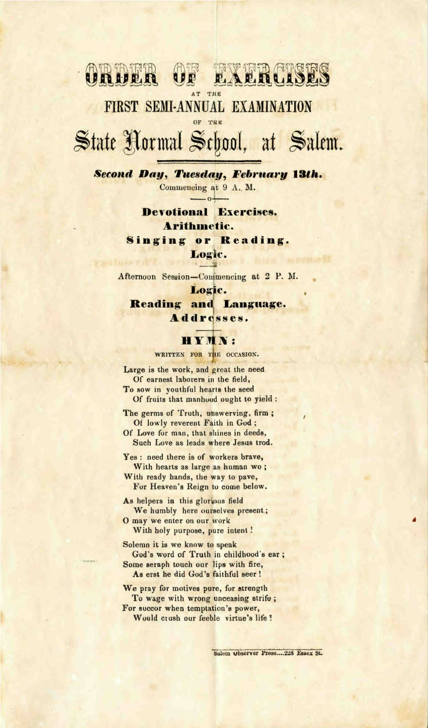# ORDER OF EXERCISES

AT THE

## FIRST SEMI-ANNUAL EXAMINATION

OF THE

# State Normal School, at Salem.

***Second Day, Tuesday, February 13th.***

Commencing at 9 A. M.

**Devotional Exercises.**

**Arithmetic.**

**Singing or Reading.**

**Logic.**

Afternoon Session—Commencing at 2 P. M.

**Logic.**

**Reading and Language.**

**Addresses.**

## HYMN:

WRITTEN FOR THE OCCASION.

Large is the work, and great the need  
Of earnest laborers in the field,  
To sow in youthful hearts the seed  
Of fruits that manhood ought to yield :

The germs of Truth, unswerving, firm ;  
Of lowly reverent Faith in God ;  
Of Love for man, that shines in deeds,  
Such Love as leads where Jesus trod.

Yes : need there is of workers brave,  
With hearts as large as human wo ;  
With ready hands, the way to pave,  
For Heaven's Reign to come below.

As helpers in this glorious field  
We humbly here ourselves present ;  
O may we enter on our work  
With holy purpose, pure intent !

Solemn it is we know to speak  
God's word of Truth in childhood's ear ;  
Some seraph touch our lips with fire,  
As erst he did God's faithful seer !

We pray for motives pure, for strength  
To wage with wrong unceasing strife ;  
For succor when temptation's power,  
Would crush our feeble virtue's life !

Salem Observer Press....228 Essex St.